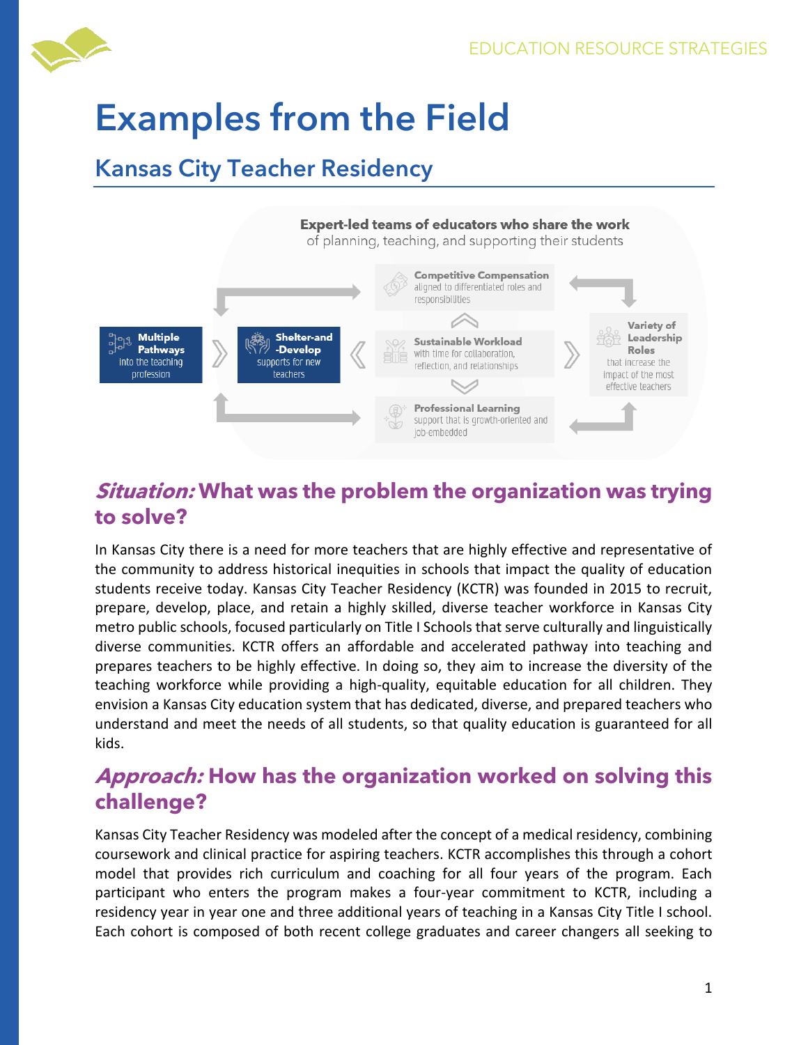# Examples from the Field

## Kansas City Teacher Residency

**Expert-led teams of educators who share the work** of planning, teaching, and supporting their students

**Multiple Pathways** into the teaching profession

**Shelter-and-Develop** supports for new teachers

**Competitive Compensation** aligned to differentiated roles and responsibilities

**Sustainable Workload** with time for collaboration, reflection, and relationships

**Professional Learning** support that is growth-oriented and job-embedded

**Variety of Leadership Roles** that increase the impact of the most effective teachers

## *Situation:* What was the problem the organization was trying to solve?

In Kansas City there is a need for more teachers that are highly effective and representative of the community to address historical inequities in schools that impact the quality of education students receive today. Kansas City Teacher Residency (KCTR) was founded in 2015 to recruit, prepare, develop, place, and retain a highly skilled, diverse teacher workforce in Kansas City metro public schools, focused particularly on Title I Schools that serve culturally and linguistically diverse communities. KCTR offers an affordable and accelerated pathway into teaching and prepares teachers to be highly effective. In doing so, they aim to increase the diversity of the teaching workforce while providing a high-quality, equitable education for all children. They envision a Kansas City education system that has dedicated, diverse, and prepared teachers who understand and meet the needs of all students, so that quality education is guaranteed for all kids.

## *Approach:* How has the organization worked on solving this challenge?

Kansas City Teacher Residency was modeled after the concept of a medical residency, combining coursework and clinical practice for aspiring teachers. KCTR accomplishes this through a cohort model that provides rich curriculum and coaching for all four years of the program. Each participant who enters the program makes a four-year commitment to KCTR, including a residency year in year one and three additional years of teaching in a Kansas City Title I school. Each cohort is composed of both recent college graduates and career changers all seeking to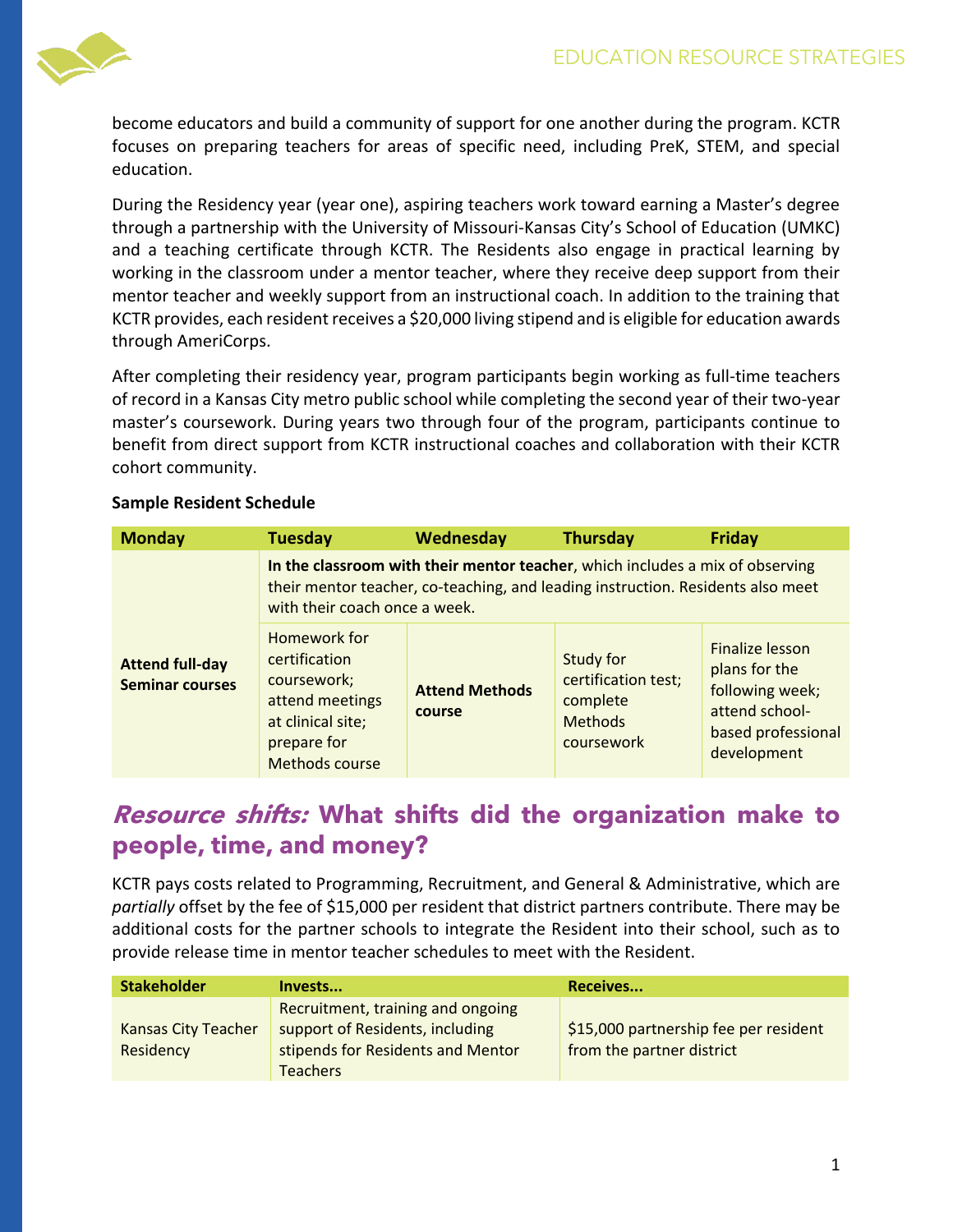become educators and build a community of support for one another during the program. KCTR focuses on preparing teachers for areas of specific need, including PreK, STEM, and special education.

During the Residency year (year one), aspiring teachers work toward earning a Master's degree through a partnership with the University of Missouri-Kansas City's School of Education (UMKC) and a teaching certificate through KCTR. The Residents also engage in practical learning by working in the classroom under a mentor teacher, where they receive deep support from their mentor teacher and weekly support from an instructional coach. In addition to the training that KCTR provides, each resident receives a $20,000 living stipend and is eligible for education awards through AmeriCorps.

After completing their residency year, program participants begin working as full-time teachers of record in a Kansas City metro public school while completing the second year of their two-year master's coursework. During years two through four of the program, participants continue to benefit from direct support from KCTR instructional coaches and collaboration with their KCTR cohort community.

**Sample Resident Schedule**

| Monday | Tuesday | Wednesday | Thursday | Friday |
|---|---|---|---|---|
| **Attend full-day Seminar courses** | **In the classroom with their mentor teacher**, which includes a mix of observing their mentor teacher, co-teaching, and leading instruction. Residents also meet with their coach once a week. | | | |
| | Homework for certification coursework; attend meetings at clinical site; prepare for Methods course | **Attend Methods course** | Study for certification test; complete Methods coursework | Finalize lesson plans for the following week; attend school-based professional development |

## *Resource shifts:* What shifts did the organization make to people, time, and money?

KCTR pays costs related to Programming, Recruitment, and General & Administrative, which are *partially* offset by the fee of $15,000 per resident that district partners contribute. There may be additional costs for the partner schools to integrate the Resident into their school, such as to provide release time in mentor teacher schedules to meet with the Resident.

| Stakeholder | Invests... | Receives... |
|---|---|---|
| Kansas City Teacher Residency | Recruitment, training and ongoing support of Residents, including stipends for Residents and Mentor Teachers | $15,000 partnership fee per resident from the partner district |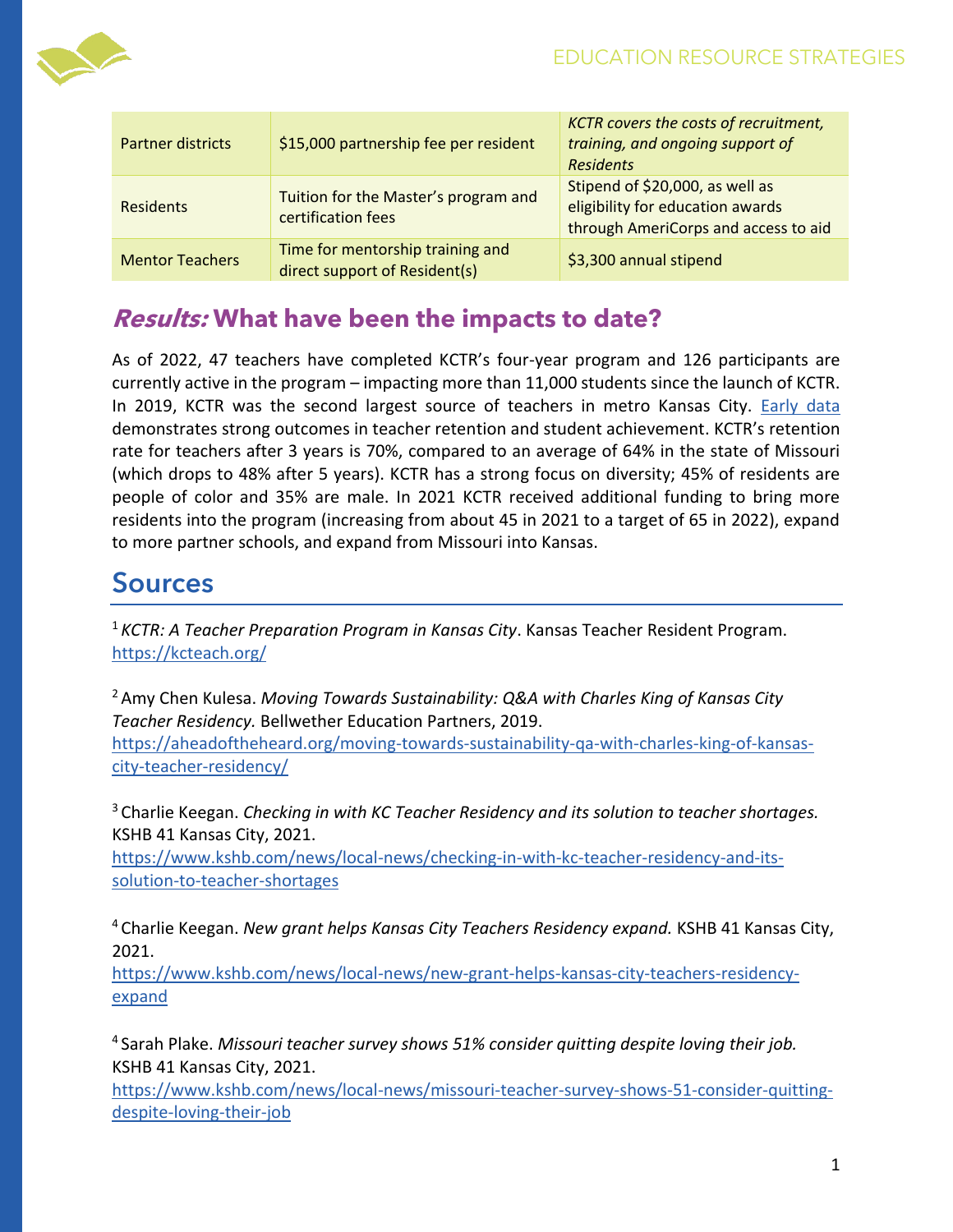| | | |
|---|---|---|
| Partner districts | $15,000 partnership fee per resident | *KCTR covers the costs of recruitment, training, and ongoing support of Residents* |
| Residents | Tuition for the Master's program and certification fees | Stipend of $20,000, as well as eligibility for education awards through AmeriCorps and access to aid |
| Mentor Teachers | Time for mentorship training and direct support of Resident(s) | $3,300 annual stipend |

## ***Results:*** **What have been the impacts to date?**

As of 2022, 47 teachers have completed KCTR's four-year program and 126 participants are currently active in the program – impacting more than 11,000 students since the launch of KCTR. In 2019, KCTR was the second largest source of teachers in metro Kansas City. Early data demonstrates strong outcomes in teacher retention and student achievement. KCTR's retention rate for teachers after 3 years is 70%, compared to an average of 64% in the state of Missouri (which drops to 48% after 5 years). KCTR has a strong focus on diversity; 45% of residents are people of color and 35% are male. In 2021 KCTR received additional funding to bring more residents into the program (increasing from about 45 in 2021 to a target of 65 in 2022), expand to more partner schools, and expand from Missouri into Kansas.

## Sources

[1] *KCTR: A Teacher Preparation Program in Kansas City*. Kansas Teacher Resident Program. https://kcteach.org/

[2] Amy Chen Kulesa. *Moving Towards Sustainability: Q&A with Charles King of Kansas City Teacher Residency.* Bellwether Education Partners, 2019. https://aheadoftheheard.org/moving-towards-sustainability-qa-with-charles-king-of-kansas-city-teacher-residency/

[3] Charlie Keegan. *Checking in with KC Teacher Residency and its solution to teacher shortages.* KSHB 41 Kansas City, 2021. https://www.kshb.com/news/local-news/checking-in-with-kc-teacher-residency-and-its-solution-to-teacher-shortages

[4] Charlie Keegan. *New grant helps Kansas City Teachers Residency expand.* KSHB 41 Kansas City, 2021. https://www.kshb.com/news/local-news/new-grant-helps-kansas-city-teachers-residency-expand

[4] Sarah Plake. *Missouri teacher survey shows 51% consider quitting despite loving their job.* KSHB 41 Kansas City, 2021. https://www.kshb.com/news/local-news/missouri-teacher-survey-shows-51-consider-quitting-despite-loving-their-job